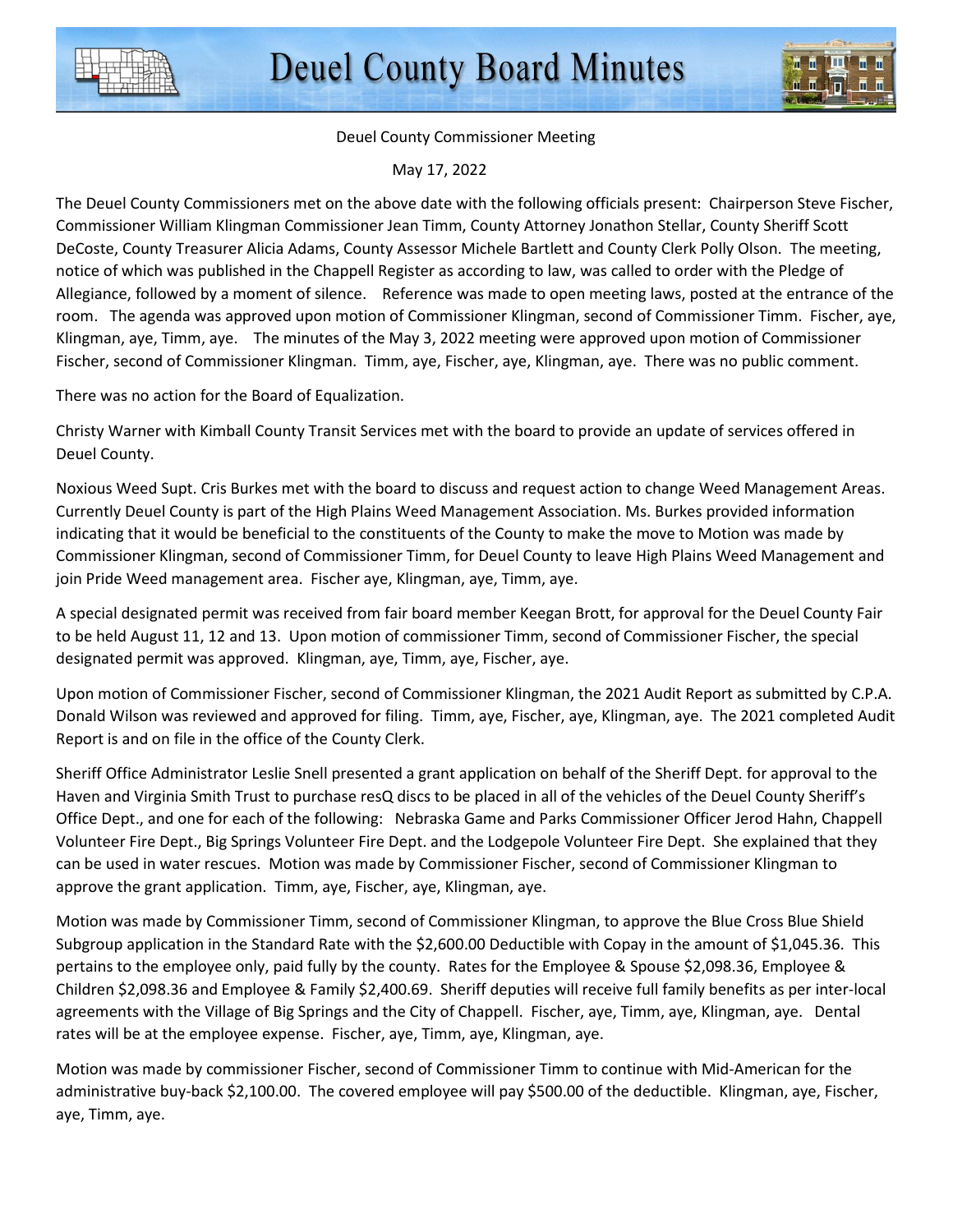# Deuel County Board Minutes

Deuel County Commissioner Meeting

May 17, 2022

The Deuel County Commissioners met on the above date with the following officials present: Chairperson Steve Fischer, Commissioner William Klingman Commissioner Jean Timm, County Attorney Jonathon Stellar, County Sheriff Scott DeCoste, County Treasurer Alicia Adams, County Assessor Michele Bartlett and County Clerk Polly Olson. The meeting, notice of which was published in the Chappell Register as according to law, was called to order with the Pledge of Allegiance, followed by a moment of silence. Reference was made to open meeting laws, posted at the entrance of the room. The agenda was approved upon motion of Commissioner Klingman, second of Commissioner Timm. Fischer, aye, Klingman, aye, Timm, aye. The minutes of the May 3, 2022 meeting were approved upon motion of Commissioner Fischer, second of Commissioner Klingman. Timm, aye, Fischer, aye, Klingman, aye. There was no public comment.

There was no action for the Board of Equalization.

Christy Warner with Kimball County Transit Services met with the board to provide an update of services offered in Deuel County.

Noxious Weed Supt. Cris Burkes met with the board to discuss and request action to change Weed Management Areas. Currently Deuel County is part of the High Plains Weed Management Association. Ms. Burkes provided information indicating that it would be beneficial to the constituents of the County to make the move to Motion was made by Commissioner Klingman, second of Commissioner Timm, for Deuel County to leave High Plains Weed Management and join Pride Weed management area. Fischer aye, Klingman, aye, Timm, aye.

A special designated permit was received from fair board member Keegan Brott, for approval for the Deuel County Fair to be held August 11, 12 and 13. Upon motion of commissioner Timm, second of Commissioner Fischer, the special designated permit was approved. Klingman, aye, Timm, aye, Fischer, aye.

Upon motion of Commissioner Fischer, second of Commissioner Klingman, the 2021 Audit Report as submitted by C.P.A. Donald Wilson was reviewed and approved for filing. Timm, aye, Fischer, aye, Klingman, aye. The 2021 completed Audit Report is and on file in the office of the County Clerk.

Sheriff Office Administrator Leslie Snell presented a grant application on behalf of the Sheriff Dept. for approval to the Haven and Virginia Smith Trust to purchase resQ discs to be placed in all of the vehicles of the Deuel County Sheriff's Office Dept., and one for each of the following: Nebraska Game and Parks Commissioner Officer Jerod Hahn, Chappell Volunteer Fire Dept., Big Springs Volunteer Fire Dept. and the Lodgepole Volunteer Fire Dept. She explained that they can be used in water rescues. Motion was made by Commissioner Fischer, second of Commissioner Klingman to approve the grant application. Timm, aye, Fischer, aye, Klingman, aye.

Motion was made by Commissioner Timm, second of Commissioner Klingman, to approve the Blue Cross Blue Shield Subgroup application in the Standard Rate with the $2,600.00 Deductible with Copay in the amount of $1,045.36. This pertains to the employee only, paid fully by the county. Rates for the Employee & Spouse $2,098.36, Employee & Children $2,098.36 and Employee & Family $2,400.69. Sheriff deputies will receive full family benefits as per inter-local agreements with the Village of Big Springs and the City of Chappell. Fischer, aye, Timm, aye, Klingman, aye. Dental rates will be at the employee expense. Fischer, aye, Timm, aye, Klingman, aye.

Motion was made by commissioner Fischer, second of Commissioner Timm to continue with Mid-American for the administrative buy-back $2,100.00. The covered employee will pay $500.00 of the deductible. Klingman, aye, Fischer, aye, Timm, aye.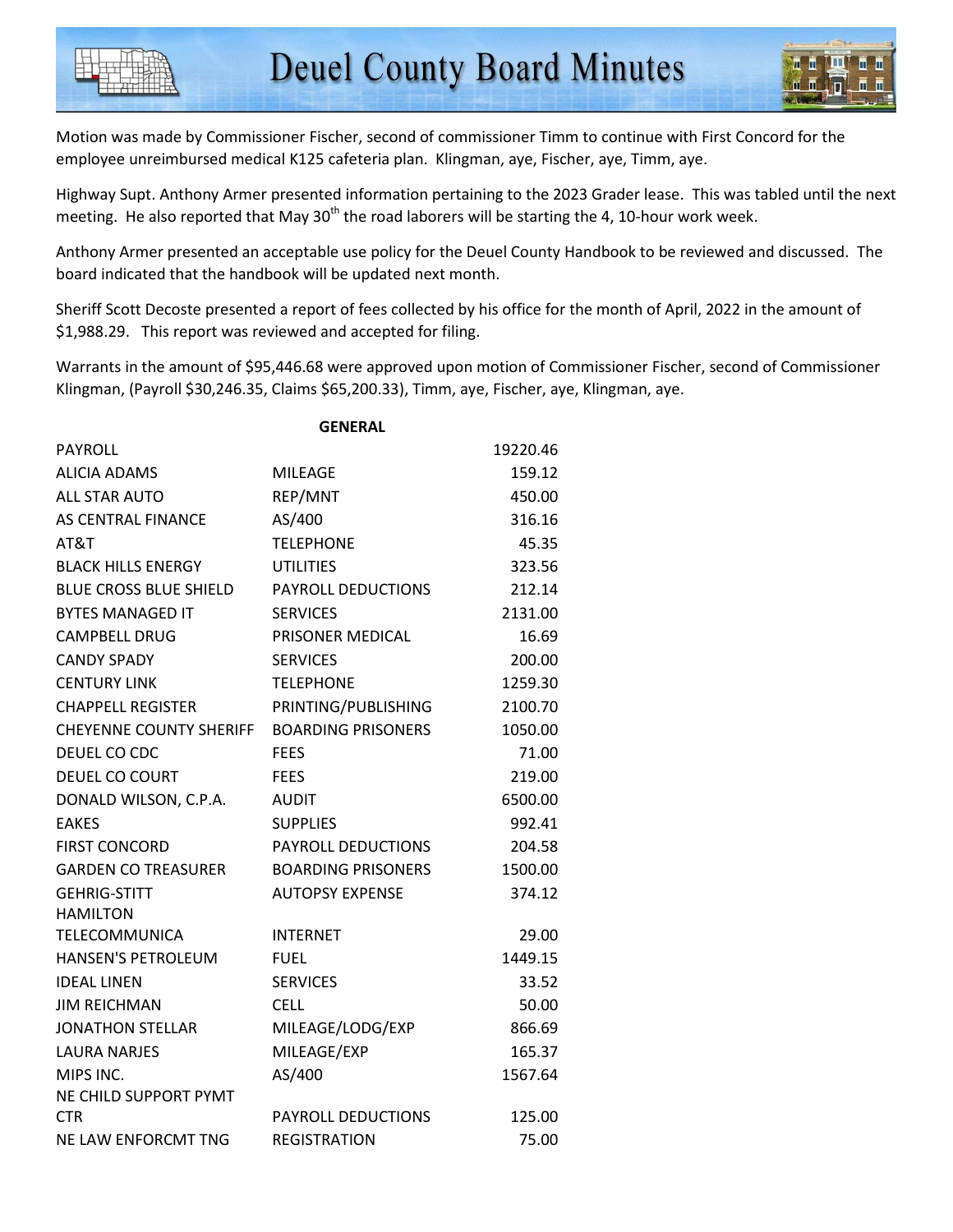Motion was made by Commissioner Fischer, second of commissioner Timm to continue with First Concord for the employee unreimbursed medical K125 cafeteria plan. Klingman, aye, Fischer, aye, Timm, aye.

Highway Supt. Anthony Armer presented information pertaining to the 2023 Grader lease. This was tabled until the next meeting. He also reported that May 30th the road laborers will be starting the 4, 10-hour work week.

Anthony Armer presented an acceptable use policy for the Deuel County Handbook to be reviewed and discussed. The board indicated that the handbook will be updated next month.

Sheriff Scott Decoste presented a report of fees collected by his office for the month of April, 2022 in the amount of $1,988.29. This report was reviewed and accepted for filing.

Warrants in the amount of $95,446.68 were approved upon motion of Commissioner Fischer, second of Commissioner Klingman, (Payroll $30,246.35, Claims $65,200.33), Timm, aye, Fischer, aye, Klingman, aye.

| | GENERAL | |
|---|---|---|
| PAYROLL | | 19220.46 |
| ALICIA ADAMS | MILEAGE | 159.12 |
| ALL STAR AUTO | REP/MNT | 450.00 |
| AS CENTRAL FINANCE | AS/400 | 316.16 |
| AT&T | TELEPHONE | 45.35 |
| BLACK HILLS ENERGY | UTILITIES | 323.56 |
| BLUE CROSS BLUE SHIELD | PAYROLL DEDUCTIONS | 212.14 |
| BYTES MANAGED IT | SERVICES | 2131.00 |
| CAMPBELL DRUG | PRISONER MEDICAL | 16.69 |
| CANDY SPADY | SERVICES | 200.00 |
| CENTURY LINK | TELEPHONE | 1259.30 |
| CHAPPELL REGISTER | PRINTING/PUBLISHING | 2100.70 |
| CHEYENNE COUNTY SHERIFF | BOARDING PRISONERS | 1050.00 |
| DEUEL CO CDC | FEES | 71.00 |
| DEUEL CO COURT | FEES | 219.00 |
| DONALD WILSON, C.P.A. | AUDIT | 6500.00 |
| EAKES | SUPPLIES | 992.41 |
| FIRST CONCORD | PAYROLL DEDUCTIONS | 204.58 |
| GARDEN CO TREASURER | BOARDING PRISONERS | 1500.00 |
| GEHRIG-STITT | AUTOPSY EXPENSE | 374.12 |
| HAMILTON TELECOMMUNICA | INTERNET | 29.00 |
| HANSEN'S PETROLEUM | FUEL | 1449.15 |
| IDEAL LINEN | SERVICES | 33.52 |
| JIM REICHMAN | CELL | 50.00 |
| JONATHON STELLAR | MILEAGE/LODG/EXP | 866.69 |
| LAURA NARJES | MILEAGE/EXP | 165.37 |
| MIPS INC. | AS/400 | 1567.64 |
| NE CHILD SUPPORT PYMT CTR | PAYROLL DEDUCTIONS | 125.00 |
| NE LAW ENFORCMT TNG | REGISTRATION | 75.00 |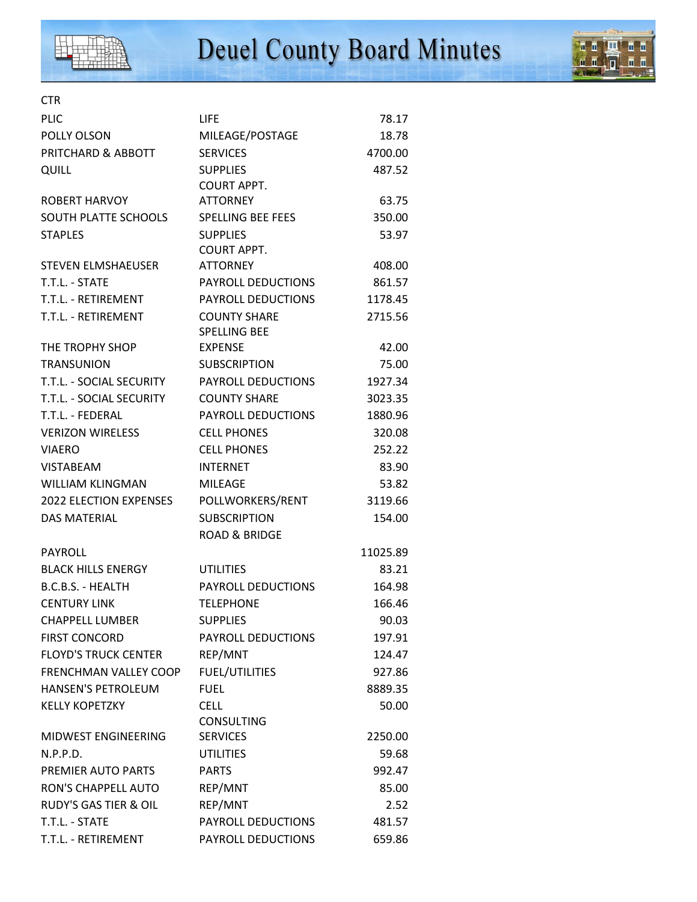CTR

| | | |
|---|---|---|
| PLIC | LIFE | 78.17 |
| POLLY OLSON | MILEAGE/POSTAGE | 18.78 |
| PRITCHARD & ABBOTT | SERVICES | 4700.00 |
| QUILL | SUPPLIES | 487.52 |
| ROBERT HARVOY | COURT APPT. ATTORNEY | 63.75 |
| SOUTH PLATTE SCHOOLS | SPELLING BEE FEES | 350.00 |
| STAPLES | SUPPLIES | 53.97 |
| STEVEN ELMSHAEUSER | COURT APPT. ATTORNEY | 408.00 |
| T.T.L. - STATE | PAYROLL DEDUCTIONS | 861.57 |
| T.T.L. - RETIREMENT | PAYROLL DEDUCTIONS | 1178.45 |
| T.T.L. - RETIREMENT | COUNTY SHARE | 2715.56 |
| THE TROPHY SHOP | SPELLING BEE EXPENSE | 42.00 |
| TRANSUNION | SUBSCRIPTION | 75.00 |
| T.T.L. - SOCIAL SECURITY | PAYROLL DEDUCTIONS | 1927.34 |
| T.T.L. - SOCIAL SECURITY | COUNTY SHARE | 3023.35 |
| T.T.L. - FEDERAL | PAYROLL DEDUCTIONS | 1880.96 |
| VERIZON WIRELESS | CELL PHONES | 320.08 |
| VIAERO | CELL PHONES | 252.22 |
| VISTABEAM | INTERNET | 83.90 |
| WILLIAM KLINGMAN | MILEAGE | 53.82 |
| 2022 ELECTION EXPENSES | POLLWORKERS/RENT | 3119.66 |
| DAS MATERIAL | SUBSCRIPTION | 154.00 |
| | ROAD & BRIDGE | |
| PAYROLL | | 11025.89 |
| BLACK HILLS ENERGY | UTILITIES | 83.21 |
| B.C.B.S. - HEALTH | PAYROLL DEDUCTIONS | 164.98 |
| CENTURY LINK | TELEPHONE | 166.46 |
| CHAPPELL LUMBER | SUPPLIES | 90.03 |
| FIRST CONCORD | PAYROLL DEDUCTIONS | 197.91 |
| FLOYD'S TRUCK CENTER | REP/MNT | 124.47 |
| FRENCHMAN VALLEY COOP | FUEL/UTILITIES | 927.86 |
| HANSEN'S PETROLEUM | FUEL | 8889.35 |
| KELLY KOPETZKY | CELL | 50.00 |
| MIDWEST ENGINEERING | CONSULTING SERVICES | 2250.00 |
| N.P.P.D. | UTILITIES | 59.68 |
| PREMIER AUTO PARTS | PARTS | 992.47 |
| RON'S CHAPPELL AUTO | REP/MNT | 85.00 |
| RUDY'S GAS TIER & OIL | REP/MNT | 2.52 |
| T.T.L. - STATE | PAYROLL DEDUCTIONS | 481.57 |
| T.T.L. - RETIREMENT | PAYROLL DEDUCTIONS | 659.86 |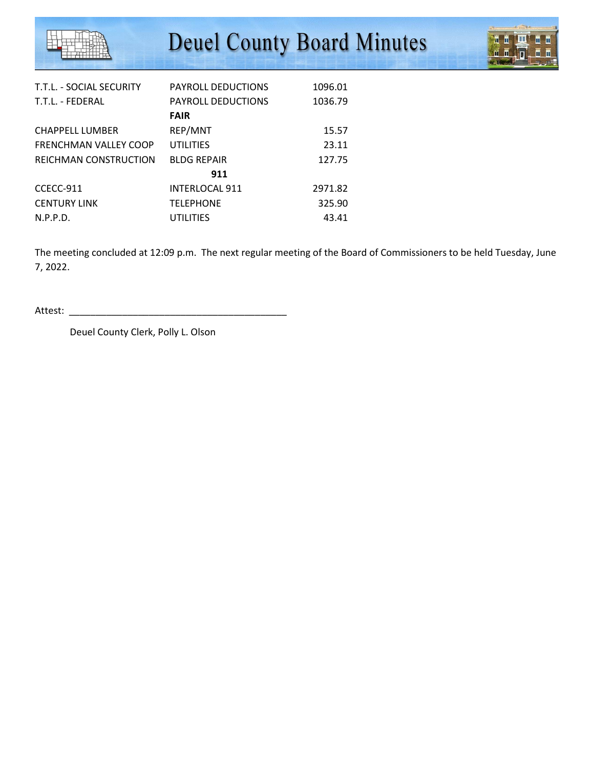| | | |
|---|---|---|
| T.T.L. - SOCIAL SECURITY | PAYROLL DEDUCTIONS | 1096.01 |
| T.T.L. - FEDERAL | PAYROLL DEDUCTIONS | 1036.79 |
| | **FAIR** | |
| CHAPPELL LUMBER | REP/MNT | 15.57 |
| FRENCHMAN VALLEY COOP | UTILITIES | 23.11 |
| REICHMAN CONSTRUCTION | BLDG REPAIR | 127.75 |
| | **911** | |
| CCECC-911 | INTERLOCAL 911 | 2971.82 |
| CENTURY LINK | TELEPHONE | 325.90 |
| N.P.P.D. | UTILITIES | 43.41 |

The meeting concluded at 12:09 p.m. The next regular meeting of the Board of Commissioners to be held Tuesday, June 7, 2022.

Attest: ________________________________________

Deuel County Clerk, Polly L. Olson